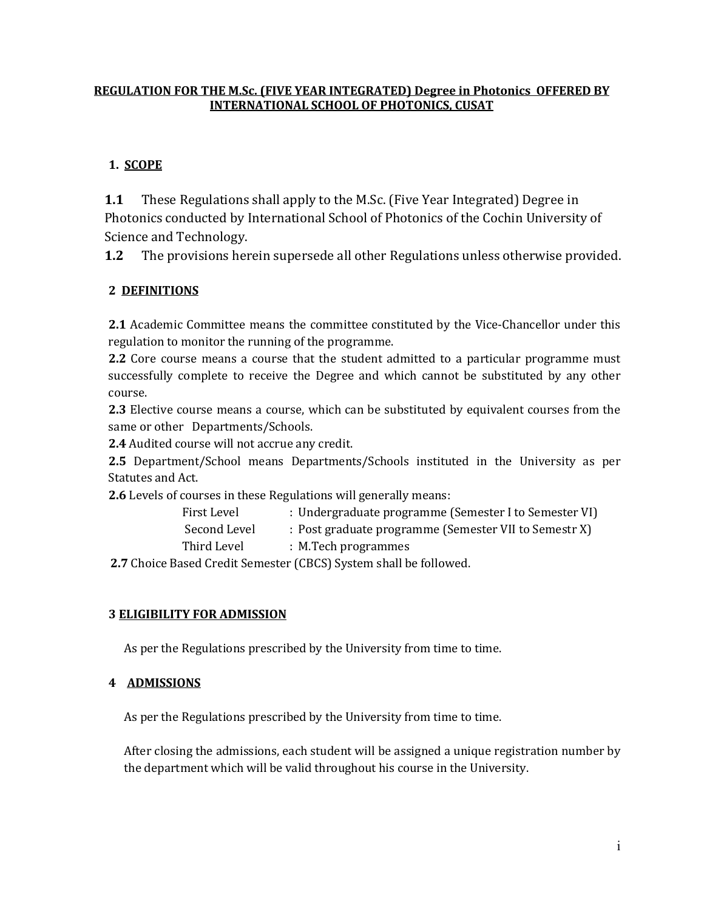# REGULATION FOR THE M.Sc. (FIVE YEAR INTEGRATED) Degree in Photonics OFFERED BY INTERNATIONAL SCHOOL OF PHOTONICS, CUSAT

## 1. SCOPE

**1.1** These Regulations shall apply to the M.Sc. (Five Year Integrated) Degree in Photonics conducted by International School of Photonics of the Cochin University of Science and Technology.

**1.2** The provisions herein supersede all other Regulations unless otherwise provided.

## 2 DEFINITIONS

**2.1** Academic Committee means the committee constituted by the Vice-Chancellor under this regulation to monitor the running of the programme.

**2.2** Core course means a course that the student admitted to a particular programme must successfully complete to receive the Degree and which cannot be substituted by any other course.

**2.3** Elective course means a course, which can be substituted by equivalent courses from the same or other Departments/Schools.

**2.4** Audited course will not accrue any credit.

**2.5** Department/School means Departments/Schools instituted in the University as per Statutes and Act.

**2.6** Levels of courses in these Regulations will generally means:

| | |
|---|---|
| First Level | : Undergraduate programme (Semester I to Semester VI) |
| Second Level | : Post graduate programme (Semester VII to Semestr X) |
| Third Level | : M.Tech programmes |

**2.7** Choice Based Credit Semester (CBCS) System shall be followed.

## 3 ELIGIBILITY FOR ADMISSION

As per the Regulations prescribed by the University from time to time.

## 4 ADMISSIONS

As per the Regulations prescribed by the University from time to time.

After closing the admissions, each student will be assigned a unique registration number by the department which will be valid throughout his course in the University.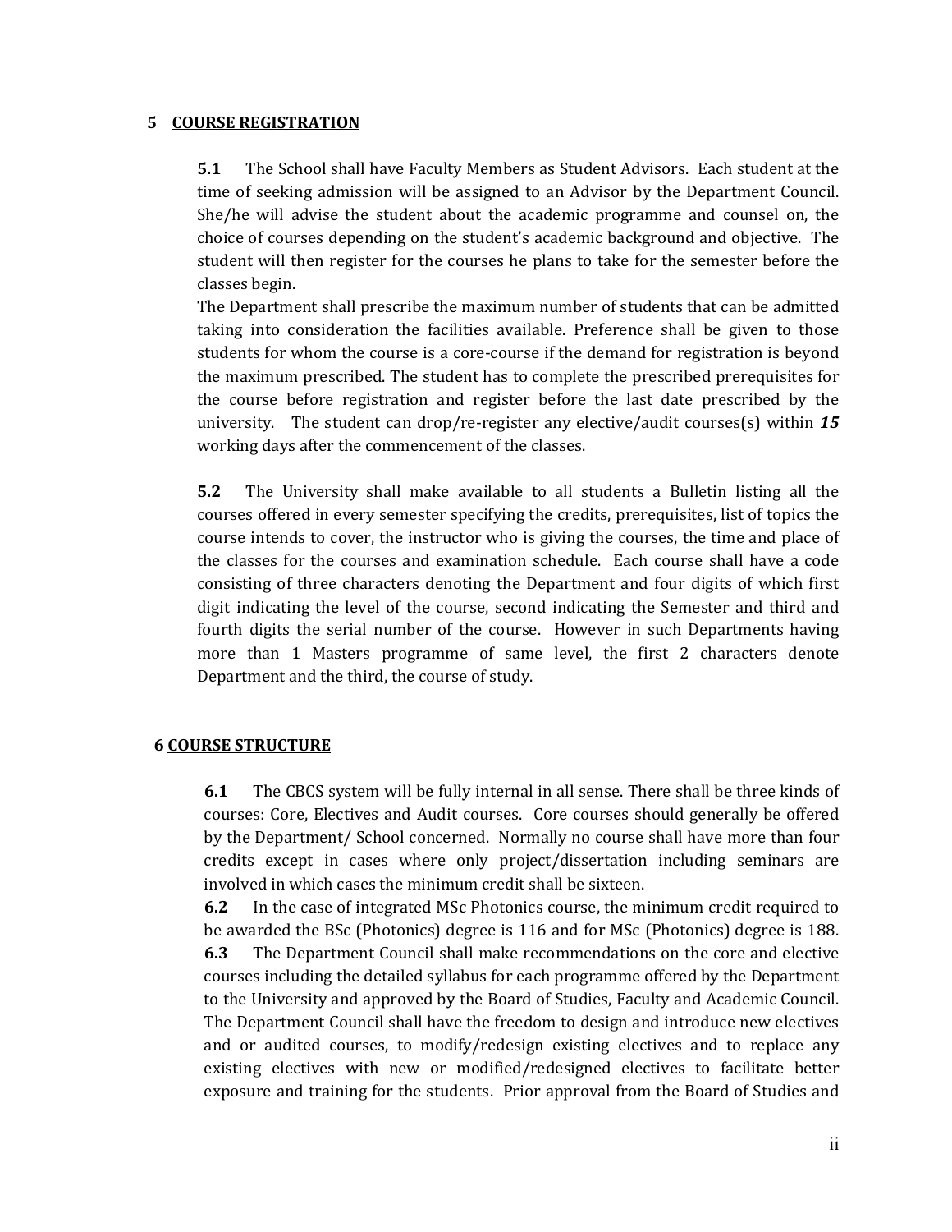## 5 COURSE REGISTRATION

**5.1** The School shall have Faculty Members as Student Advisors. Each student at the time of seeking admission will be assigned to an Advisor by the Department Council. She/he will advise the student about the academic programme and counsel on, the choice of courses depending on the student's academic background and objective. The student will then register for the courses he plans to take for the semester before the classes begin.

The Department shall prescribe the maximum number of students that can be admitted taking into consideration the facilities available. Preference shall be given to those students for whom the course is a core-course if the demand for registration is beyond the maximum prescribed. The student has to complete the prescribed prerequisites for the course before registration and register before the last date prescribed by the university. The student can drop/re-register any elective/audit courses(s) within ***15*** working days after the commencement of the classes.

**5.2** The University shall make available to all students a Bulletin listing all the courses offered in every semester specifying the credits, prerequisites, list of topics the course intends to cover, the instructor who is giving the courses, the time and place of the classes for the courses and examination schedule. Each course shall have a code consisting of three characters denoting the Department and four digits of which first digit indicating the level of the course, second indicating the Semester and third and fourth digits the serial number of the course. However in such Departments having more than 1 Masters programme of same level, the first 2 characters denote Department and the third, the course of study.

## 6 COURSE STRUCTURE

**6.1** The CBCS system will be fully internal in all sense. There shall be three kinds of courses: Core, Electives and Audit courses. Core courses should generally be offered by the Department/ School concerned. Normally no course shall have more than four credits except in cases where only project/dissertation including seminars are involved in which cases the minimum credit shall be sixteen.

**6.2** In the case of integrated MSc Photonics course, the minimum credit required to be awarded the BSc (Photonics) degree is 116 and for MSc (Photonics) degree is 188.

**6.3** The Department Council shall make recommendations on the core and elective courses including the detailed syllabus for each programme offered by the Department to the University and approved by the Board of Studies, Faculty and Academic Council. The Department Council shall have the freedom to design and introduce new electives and or audited courses, to modify/redesign existing electives and to replace any existing electives with new or modified/redesigned electives to facilitate better exposure and training for the students. Prior approval from the Board of Studies and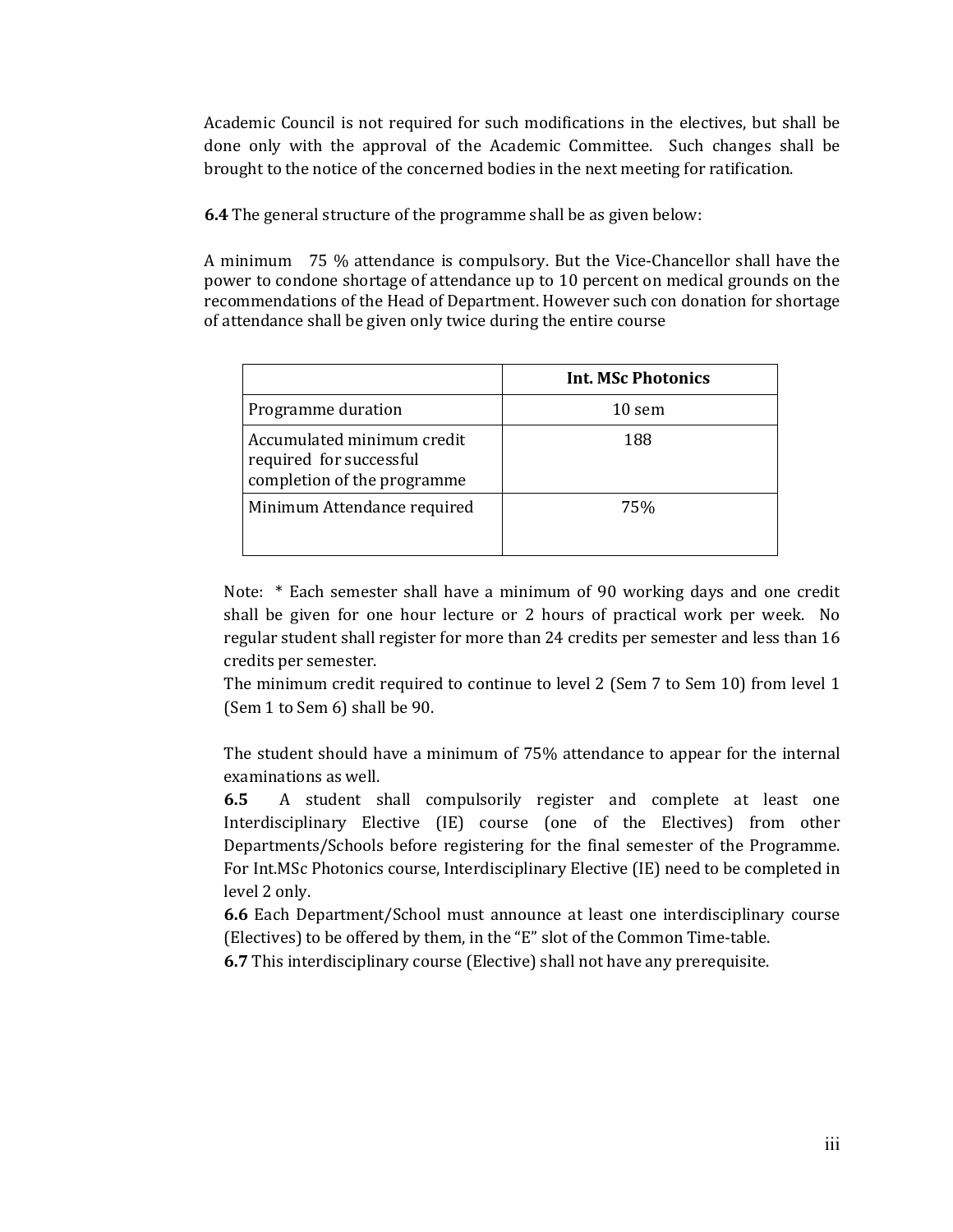Academic Council is not required for such modifications in the electives, but shall be done only with the approval of the Academic Committee. Such changes shall be brought to the notice of the concerned bodies in the next meeting for ratification.

**6.4** The general structure of the programme shall be as given below:

A minimum 75 % attendance is compulsory. But the Vice-Chancellor shall have the power to condone shortage of attendance up to 10 percent on medical grounds on the recommendations of the Head of Department. However such con donation for shortage of attendance shall be given only twice during the entire course

| | Int. MSc Photonics |
|---|---|
| Programme duration | 10 sem |
| Accumulated minimum credit required for successful completion of the programme | 188 |
| Minimum Attendance required | 75% |

Note: * Each semester shall have a minimum of 90 working days and one credit shall be given for one hour lecture or 2 hours of practical work per week. No regular student shall register for more than 24 credits per semester and less than 16 credits per semester.

The minimum credit required to continue to level 2 (Sem 7 to Sem 10) from level 1 (Sem 1 to Sem 6) shall be 90.

The student should have a minimum of 75% attendance to appear for the internal examinations as well.

**6.5** A student shall compulsorily register and complete at least one Interdisciplinary Elective (IE) course (one of the Electives) from other Departments/Schools before registering for the final semester of the Programme. For Int.MSc Photonics course, Interdisciplinary Elective (IE) need to be completed in level 2 only.

**6.6** Each Department/School must announce at least one interdisciplinary course (Electives) to be offered by them, in the "E" slot of the Common Time-table.

**6.7** This interdisciplinary course (Elective) shall not have any prerequisite.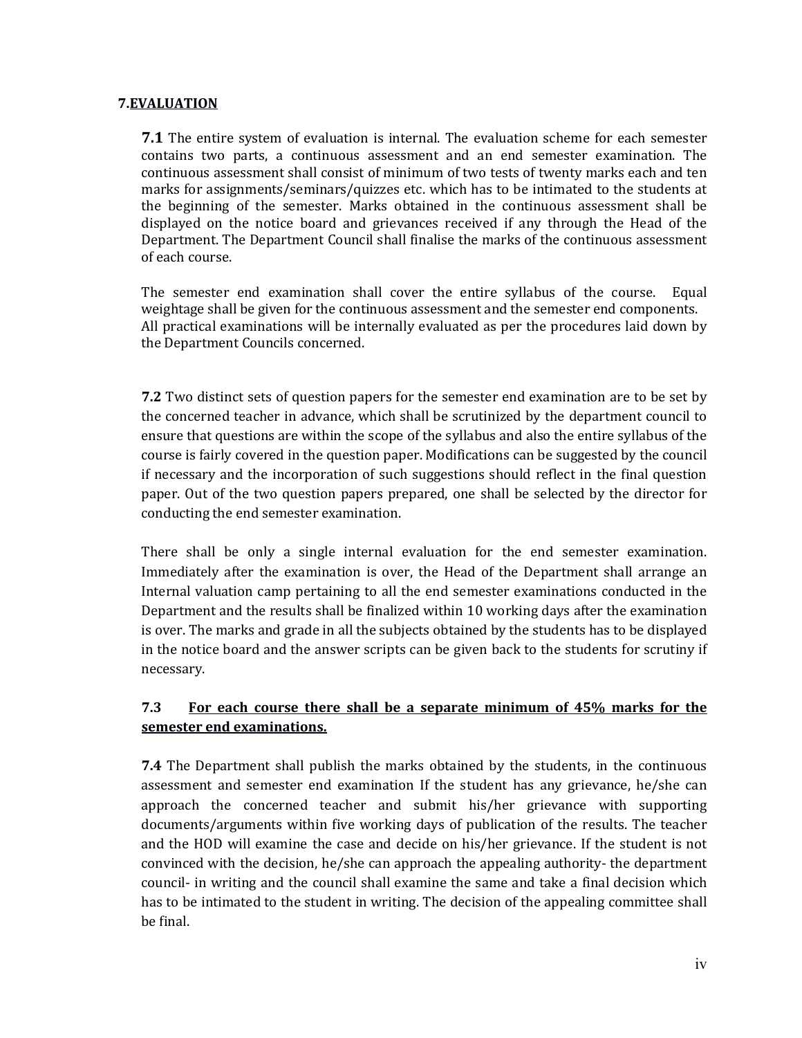## 7.EVALUATION

**7.1** The entire system of evaluation is internal. The evaluation scheme for each semester contains two parts, a continuous assessment and an end semester examination. The continuous assessment shall consist of minimum of two tests of twenty marks each and ten marks for assignments/seminars/quizzes etc. which has to be intimated to the students at the beginning of the semester. Marks obtained in the continuous assessment shall be displayed on the notice board and grievances received if any through the Head of the Department. The Department Council shall finalise the marks of the continuous assessment of each course.

The semester end examination shall cover the entire syllabus of the course. Equal weightage shall be given for the continuous assessment and the semester end components. All practical examinations will be internally evaluated as per the procedures laid down by the Department Councils concerned.

**7.2** Two distinct sets of question papers for the semester end examination are to be set by the concerned teacher in advance, which shall be scrutinized by the department council to ensure that questions are within the scope of the syllabus and also the entire syllabus of the course is fairly covered in the question paper. Modifications can be suggested by the council if necessary and the incorporation of such suggestions should reflect in the final question paper. Out of the two question papers prepared, one shall be selected by the director for conducting the end semester examination.

There shall be only a single internal evaluation for the end semester examination. Immediately after the examination is over, the Head of the Department shall arrange an Internal valuation camp pertaining to all the end semester examinations conducted in the Department and the results shall be finalized within 10 working days after the examination is over. The marks and grade in all the subjects obtained by the students has to be displayed in the notice board and the answer scripts can be given back to the students for scrutiny if necessary.

**7.3** **For each course there shall be a separate minimum of 45% marks for the semester end examinations.**

**7.4** The Department shall publish the marks obtained by the students, in the continuous assessment and semester end examination If the student has any grievance, he/she can approach the concerned teacher and submit his/her grievance with supporting documents/arguments within five working days of publication of the results. The teacher and the HOD will examine the case and decide on his/her grievance. If the student is not convinced with the decision, he/she can approach the appealing authority- the department council- in writing and the council shall examine the same and take a final decision which has to be intimated to the student in writing. The decision of the appealing committee shall be final.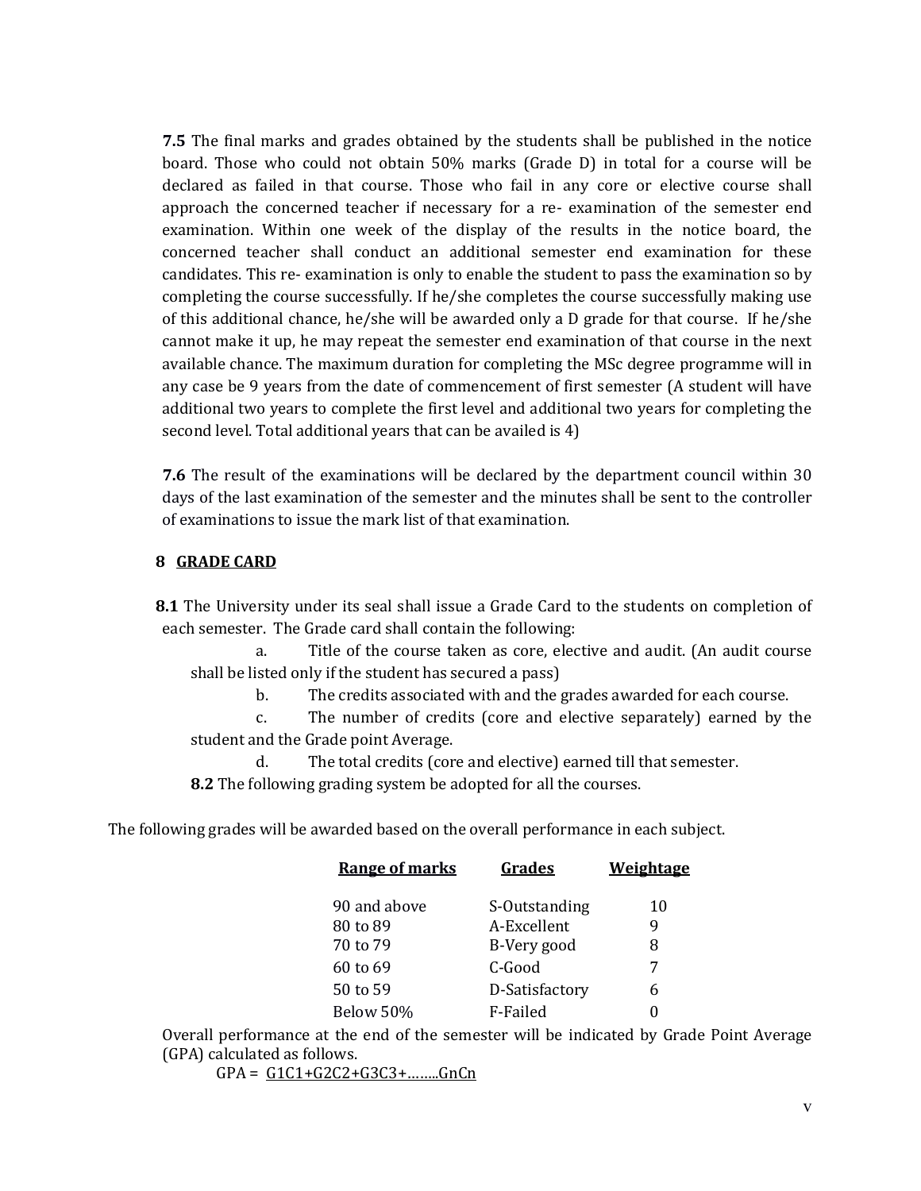**7.5** The final marks and grades obtained by the students shall be published in the notice board. Those who could not obtain 50% marks (Grade D) in total for a course will be declared as failed in that course. Those who fail in any core or elective course shall approach the concerned teacher if necessary for a re- examination of the semester end examination. Within one week of the display of the results in the notice board, the concerned teacher shall conduct an additional semester end examination for these candidates. This re- examination is only to enable the student to pass the examination so by completing the course successfully. If he/she completes the course successfully making use of this additional chance, he/she will be awarded only a D grade for that course. If he/she cannot make it up, he may repeat the semester end examination of that course in the next available chance. The maximum duration for completing the MSc degree programme will in any case be 9 years from the date of commencement of first semester (A student will have additional two years to complete the first level and additional two years for completing the second level. Total additional years that can be availed is 4)

**7.6** The result of the examinations will be declared by the department council within 30 days of the last examination of the semester and the minutes shall be sent to the controller of examinations to issue the mark list of that examination.

## 8 GRADE CARD

**8.1** The University under its seal shall issue a Grade Card to the students on completion of each semester. The Grade card shall contain the following:

a. Title of the course taken as core, elective and audit. (An audit course shall be listed only if the student has secured a pass)

b. The credits associated with and the grades awarded for each course.

c. The number of credits (core and elective separately) earned by the student and the Grade point Average.

d. The total credits (core and elective) earned till that semester.

**8.2** The following grading system be adopted for all the courses.

The following grades will be awarded based on the overall performance in each subject.

| Range of marks | Grades | Weightage |
|---|---|---|
| 90 and above | S-Outstanding | 10 |
| 80 to 89 | A-Excellent | 9 |
| 70 to 79 | B-Very good | 8 |
| 60 to 69 | C-Good | 7 |
| 50 to 59 | D-Satisfactory | 6 |
| Below 50% | F-Failed | 0 |

Overall performance at the end of the semester will be indicated by Grade Point Average (GPA) calculated as follows.

GPA = $G_1C_1+G_2C_2+G_3C_3+\ldots\ldots G_nC_n$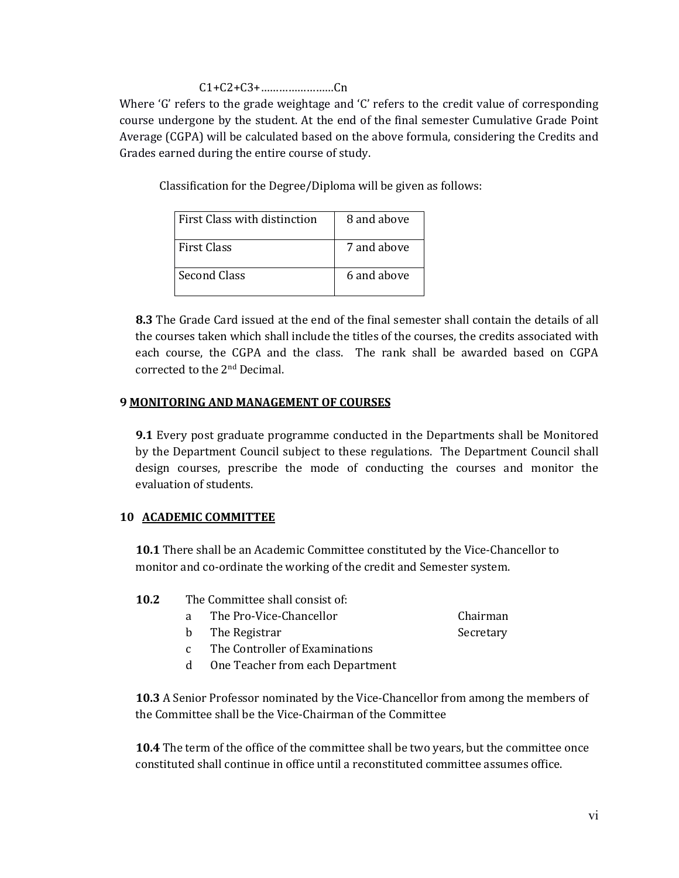C1+C2+C3+……………………Cn

Where 'G' refers to the grade weightage and 'C' refers to the credit value of corresponding course undergone by the student. At the end of the final semester Cumulative Grade Point Average (CGPA) will be calculated based on the above formula, considering the Credits and Grades earned during the entire course of study.

Classification for the Degree/Diploma will be given as follows:

| First Class with distinction | 8 and above |
|---|---|
| First Class | 7 and above |
| Second Class | 6 and above |

**8.3** The Grade Card issued at the end of the final semester shall contain the details of all the courses taken which shall include the titles of the courses, the credits associated with each course, the CGPA and the class. The rank shall be awarded based on CGPA corrected to the 2nd Decimal.

**9 MONITORING AND MANAGEMENT OF COURSES**

**9.1** Every post graduate programme conducted in the Departments shall be Monitored by the Department Council subject to these regulations. The Department Council shall design courses, prescribe the mode of conducting the courses and monitor the evaluation of students.

**10 ACADEMIC COMMITTEE**

**10.1** There shall be an Academic Committee constituted by the Vice-Chancellor to monitor and co-ordinate the working of the credit and Semester system.

**10.2** The Committee shall consist of:

a. The Pro-Vice-Chancellor — Chairman
b. The Registrar — Secretary
c. The Controller of Examinations
d. One Teacher from each Department

**10.3** A Senior Professor nominated by the Vice-Chancellor from among the members of the Committee shall be the Vice-Chairman of the Committee

**10.4** The term of the office of the committee shall be two years, but the committee once constituted shall continue in office until a reconstituted committee assumes office.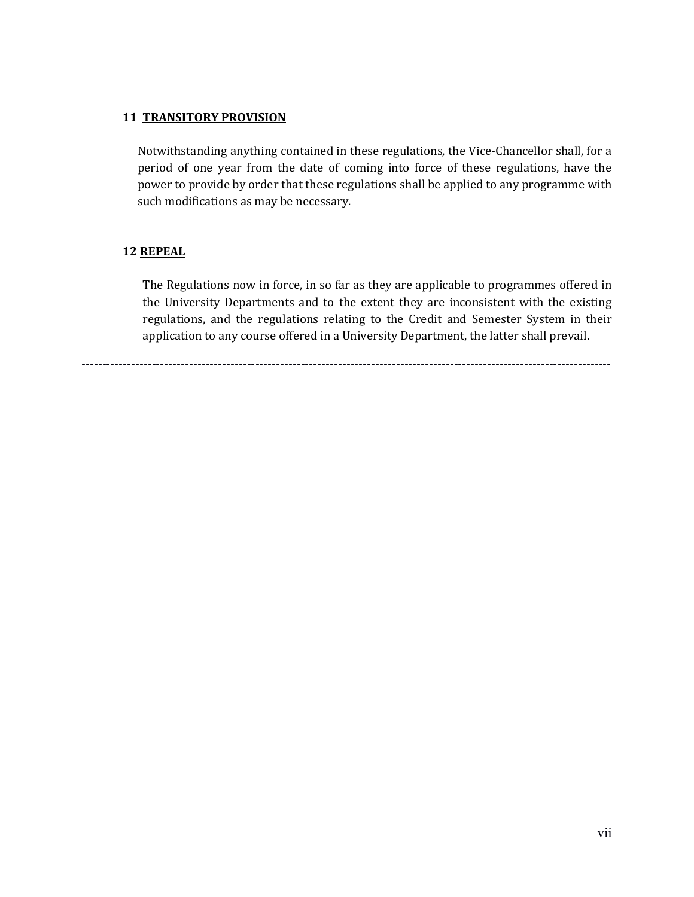## 11 TRANSITORY PROVISION

Notwithstanding anything contained in these regulations, the Vice-Chancellor shall, for a period of one year from the date of coming into force of these regulations, have the power to provide by order that these regulations shall be applied to any programme with such modifications as may be necessary.

## 12 REPEAL

The Regulations now in force, in so far as they are applicable to programmes offered in the University Departments and to the extent they are inconsistent with the existing regulations, and the regulations relating to the Credit and Semester System in their application to any course offered in a University Department, the latter shall prevail.

---